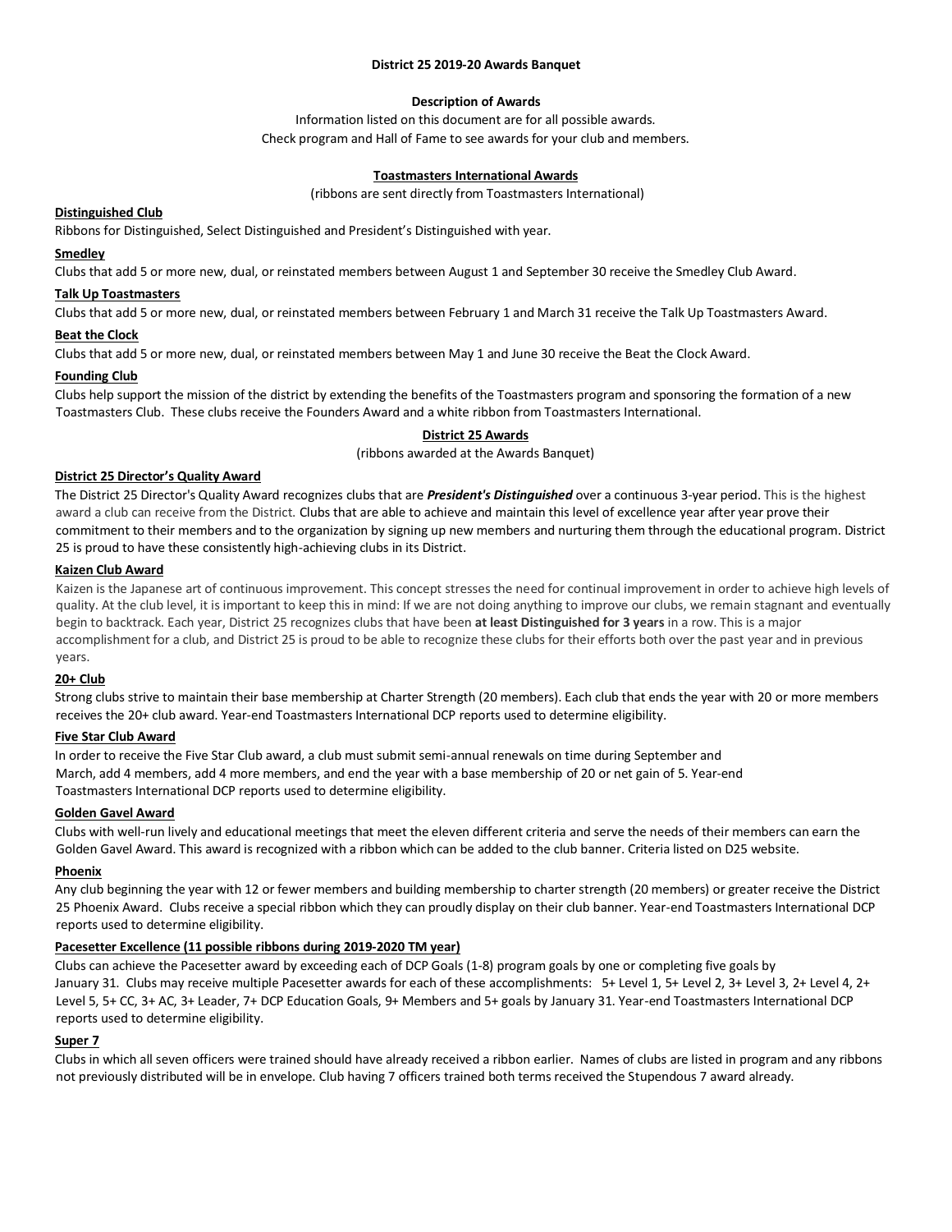# District 25 2019-20 Awards Banquet

**Description of Awards**

Information listed on this document are for all possible awards.
Check program and Hall of Fame to see awards for your club and members.

## Toastmasters International Awards

(ribbons are sent directly from Toastmasters International)

### Distinguished Club

Ribbons for Distinguished, Select Distinguished and President's Distinguished with year.

### Smedley

Clubs that add 5 or more new, dual, or reinstated members between August 1 and September 30 receive the Smedley Club Award.

### Talk Up Toastmasters

Clubs that add 5 or more new, dual, or reinstated members between February 1 and March 31 receive the Talk Up Toastmasters Award.

### Beat the Clock

Clubs that add 5 or more new, dual, or reinstated members between May 1 and June 30 receive the Beat the Clock Award.

### Founding Club

Clubs help support the mission of the district by extending the benefits of the Toastmasters program and sponsoring the formation of a new Toastmasters Club. These clubs receive the Founders Award and a white ribbon from Toastmasters International.

## District 25 Awards

(ribbons awarded at the Awards Banquet)

### District 25 Director's Quality Award

The District 25 Director's Quality Award recognizes clubs that are ***President's Distinguished*** over a continuous 3-year period. This is the highest award a club can receive from the District. Clubs that are able to achieve and maintain this level of excellence year after year prove their commitment to their members and to the organization by signing up new members and nurturing them through the educational program. District 25 is proud to have these consistently high-achieving clubs in its District.

### Kaizen Club Award

Kaizen is the Japanese art of continuous improvement. This concept stresses the need for continual improvement in order to achieve high levels of quality. At the club level, it is important to keep this in mind: If we are not doing anything to improve our clubs, we remain stagnant and eventually begin to backtrack. Each year, District 25 recognizes clubs that have been **at least Distinguished for 3 years** in a row. This is a major accomplishment for a club, and District 25 is proud to be able to recognize these clubs for their efforts both over the past year and in previous years.

### 20+ Club

Strong clubs strive to maintain their base membership at Charter Strength (20 members). Each club that ends the year with 20 or more members receives the 20+ club award. Year-end Toastmasters International DCP reports used to determine eligibility.

### Five Star Club Award

In order to receive the Five Star Club award, a club must submit semi-annual renewals on time during September and March, add 4 members, add 4 more members, and end the year with a base membership of 20 or net gain of 5. Year-end Toastmasters International DCP reports used to determine eligibility.

### Golden Gavel Award

Clubs with well-run lively and educational meetings that meet the eleven different criteria and serve the needs of their members can earn the Golden Gavel Award. This award is recognized with a ribbon which can be added to the club banner. Criteria listed on D25 website.

### Phoenix

Any club beginning the year with 12 or fewer members and building membership to charter strength (20 members) or greater receive the District 25 Phoenix Award. Clubs receive a special ribbon which they can proudly display on their club banner. Year-end Toastmasters International DCP reports used to determine eligibility.

### Pacesetter Excellence (11 possible ribbons during 2019-2020 TM year)

Clubs can achieve the Pacesetter award by exceeding each of DCP Goals (1-8) program goals by one or completing five goals by January 31. Clubs may receive multiple Pacesetter awards for each of these accomplishments: 5+ Level 1, 5+ Level 2, 3+ Level 3, 2+ Level 4, 2+ Level 5, 5+ CC, 3+ AC, 3+ Leader, 7+ DCP Education Goals, 9+ Members and 5+ goals by January 31. Year-end Toastmasters International DCP reports used to determine eligibility.

### Super 7

Clubs in which all seven officers were trained should have already received a ribbon earlier. Names of clubs are listed in program and any ribbons not previously distributed will be in envelope. Club having 7 officers trained both terms received the Stupendous 7 award already.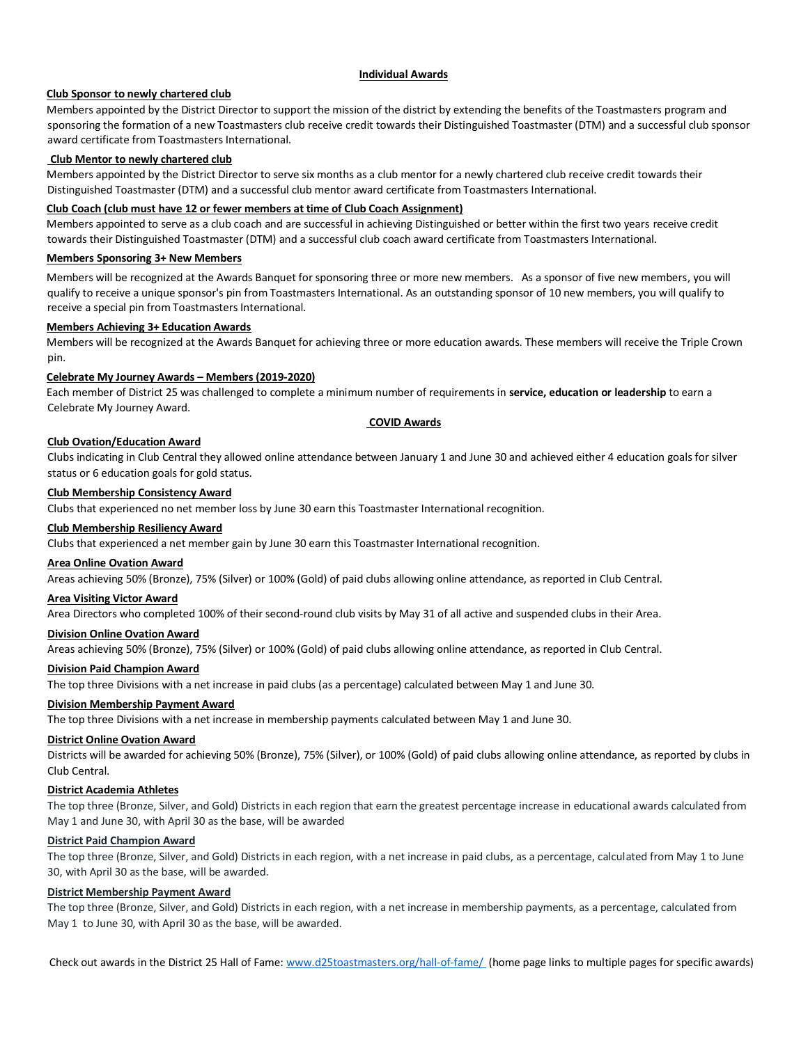## Individual Awards

**Club Sponsor to newly chartered club**

Members appointed by the District Director to support the mission of the district by extending the benefits of the Toastmasters program and sponsoring the formation of a new Toastmasters club receive credit towards their Distinguished Toastmaster (DTM) and a successful club sponsor award certificate from Toastmasters International.

**Club Mentor to newly chartered club**

Members appointed by the District Director to serve six months as a club mentor for a newly chartered club receive credit towards their Distinguished Toastmaster (DTM) and a successful club mentor award certificate from Toastmasters International.

**Club Coach (club must have 12 or fewer members at time of Club Coach Assignment)**

Members appointed to serve as a club coach and are successful in achieving Distinguished or better within the first two years receive credit towards their Distinguished Toastmaster (DTM) and a successful club coach award certificate from Toastmasters International.

**Members Sponsoring 3+ New Members**

Members will be recognized at the Awards Banquet for sponsoring three or more new members. As a sponsor of five new members, you will qualify to receive a unique sponsor's pin from Toastmasters International. As an outstanding sponsor of 10 new members, you will qualify to receive a special pin from Toastmasters International.

**Members Achieving 3+ Education Awards**

Members will be recognized at the Awards Banquet for achieving three or more education awards. These members will receive the Triple Crown pin.

**Celebrate My Journey Awards – Members (2019-2020)**

Each member of District 25 was challenged to complete a minimum number of requirements in **service, education or leadership** to earn a Celebrate My Journey Award.

## COVID Awards

**Club Ovation/Education Award**

Clubs indicating in Club Central they allowed online attendance between January 1 and June 30 and achieved either 4 education goals for silver status or 6 education goals for gold status.

**Club Membership Consistency Award**

Clubs that experienced no net member loss by June 30 earn this Toastmaster International recognition.

**Club Membership Resiliency Award**

Clubs that experienced a net member gain by June 30 earn this Toastmaster International recognition.

**Area Online Ovation Award**

Areas achieving 50% (Bronze), 75% (Silver) or 100% (Gold) of paid clubs allowing online attendance, as reported in Club Central.

**Area Visiting Victor Award**

Area Directors who completed 100% of their second-round club visits by May 31 of all active and suspended clubs in their Area.

**Division Online Ovation Award**

Areas achieving 50% (Bronze), 75% (Silver) or 100% (Gold) of paid clubs allowing online attendance, as reported in Club Central.

**Division Paid Champion Award**

The top three Divisions with a net increase in paid clubs (as a percentage) calculated between May 1 and June 30.

**Division Membership Payment Award**

The top three Divisions with a net increase in membership payments calculated between May 1 and June 30.

**District Online Ovation Award**

Districts will be awarded for achieving 50% (Bronze), 75% (Silver), or 100% (Gold) of paid clubs allowing online attendance, as reported by clubs in Club Central.

**District Academia Athletes**

The top three (Bronze, Silver, and Gold) Districts in each region that earn the greatest percentage increase in educational awards calculated from May 1 and June 30, with April 30 as the base, will be awarded

**District Paid Champion Award**

The top three (Bronze, Silver, and Gold) Districts in each region, with a net increase in paid clubs, as a percentage, calculated from May 1 to June 30, with April 30 as the base, will be awarded.

**District Membership Payment Award**

The top three (Bronze, Silver, and Gold) Districts in each region, with a net increase in membership payments, as a percentage, calculated from May 1 to June 30, with April 30 as the base, will be awarded.

Check out awards in the District 25 Hall of Fame: www.d25toastmasters.org/hall-of-fame/ (home page links to multiple pages for specific awards)